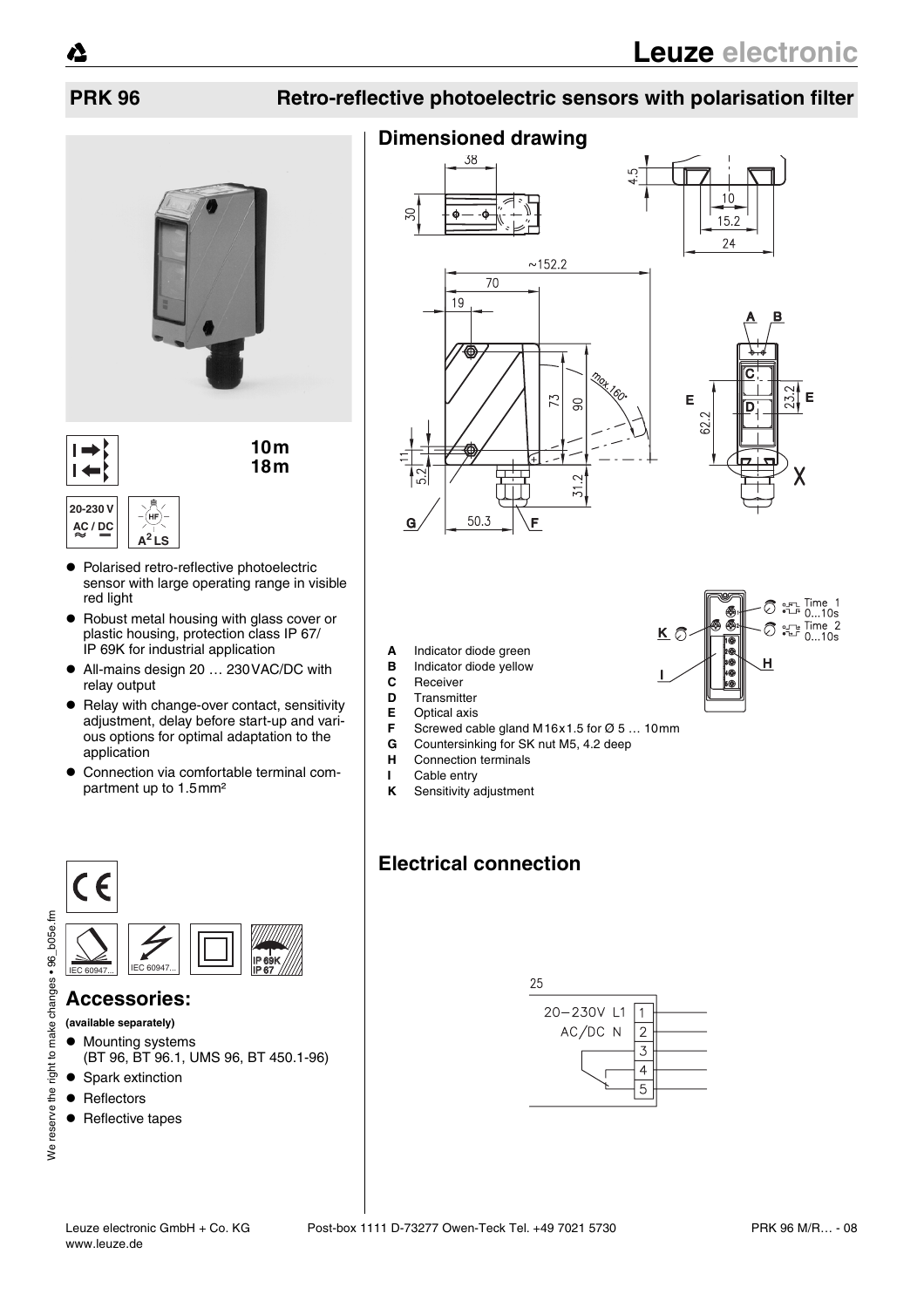# PRK 96

## Retro-reflective photoelectric sensors with polarisation filter

10m
18m

20-230 V AC / DC

- Polarised retro-reflective photoelectric sensor with large operating range in visible red light
- Robust metal housing with glass cover or plastic housing, protection class IP 67/ IP 69K for industrial application
- All-mains design 20 … 230VAC/DC with relay output
- Relay with change-over contact, sensitivity adjustment, delay before start-up and various options for optimal adaptation to the application
- Connection via comfortable terminal compartment up to 1.5mm²

IEC 60947... IEC 60947... IP 69K IP 67

## Accessories:

**(available separately)**

- Mounting systems (BT 96, BT 96.1, UMS 96, BT 450.1-96)
- Spark extinction
- Reflectors
- Reflective tapes

## Dimensioned drawing

- **A** Indicator diode green
- **B** Indicator diode yellow
- **C** Receiver
- **D** Transmitter
- **E** Optical axis
- **F** Screwed cable gland M16x1.5 for Ø 5 … 10mm
- **G** Countersinking for SK nut M5, 4.2 deep
- **H** Connection terminals
- **I** Cable entry
- **K** Sensitivity adjustment

Time 1 0...10s
Time 2 0...10s

## Electrical connection

25

20–230V AC/DC L1 1
N 2
3
4
5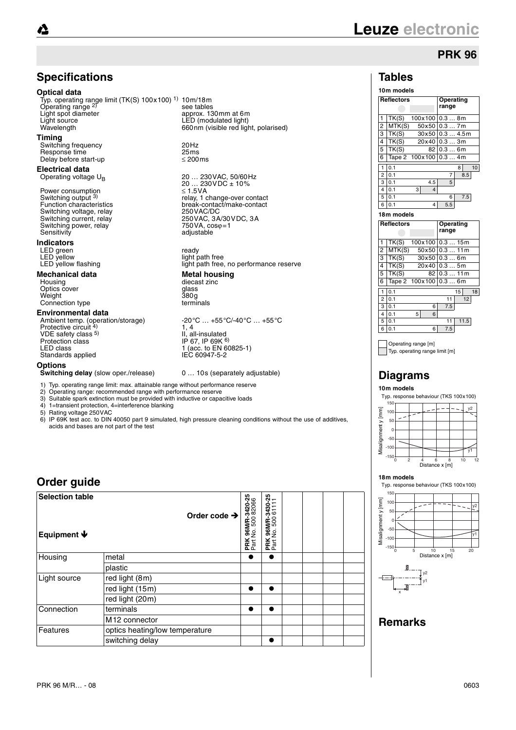# PRK 96

## Specifications

### Optical data

| | |
|---|---|
| Typ. operating range limit (TK(S) 100x100) [1] | 10m/18m |
| Operating range [2] | see tables |
| Light spot diameter | approx. 130mm at 6m |
| Light source | LED (modulated light) |
| Wavelength | 660nm (visible red light, polarised) |

### Timing

| | |
|---|---|
| Switching frequency | 20Hz |
| Response time | 25ms |
| Delay before start-up | ≤ 200ms |

### Electrical data

| | |
|---|---|
| Operating voltage $U_B$ | 20 … 230VAC, 50/60Hz<br>20 … 230VDC ± 10% |
| Power consumption | ≤ 1.5VA |
| Switching output [3] | relay, 1 change-over contact |
| Function characteristics | break-contact/make-contact |
| Switching voltage, relay | 250VAC/DC |
| Switching current, relay | 250VAC, 3A/30VDC, 3A |
| Switching power, relay | 750VA, cosφ=1 |
| Sensitivity | adjustable |

### Indicators

| | |
|---|---|
| LED green | ready |
| LED yellow | light path free |
| LED yellow flashing | light path free, no performance reserve |

### Mechanical data

| | **Metal housing** |
|---|---|
| Housing | diecast zinc |
| Optics cover | glass |
| Weight | 380g |
| Connection type | terminals |

### Environmental data

| | |
|---|---|
| Ambient temp. (operation/storage) | -20°C … +55°C/-40°C … +55°C |
| Protective circuit [4] | 1, 4 |
| VDE safety class [5] | II, all-insulated |
| Protection class | IP 67, IP 69K [6] |
| LED class | 1 (acc. to EN 60825-1) |
| Standards applied | IEC 60947-5-2 |

### Options

| | |
|---|---|
| **Switching delay** (slow oper./release) | 0 … 10s (separately adjustable) |

1) Typ. operating range limit: max. attainable range without performance reserve
2) Operating range: recommended range with performance reserve
3) Suitable spark extinction must be provided with inductive or capacitive loads
4) 1=transient protection, 4=interference blanking
5) Rating voltage 250VAC
6) IP 69K test acc. to DIN 40050 part 9 simulated, high pressure cleaning conditions without the use of additives, acids and bases are not part of the test

## Tables

**10m models**

| | Reflectors | | Operating range |
|---|---|---|---|
| 1 | TK(S) | 100x100 | 0.3 … 8m |
| 2 | MTK(S) | 50x50 | 0.3 … 7m |
| 3 | TK(S) | 30x50 | 0.3 … 4.5m |
| 4 | TK(S) | 20x40 | 0.3 … 3m |
| 5 | TK(S) | 82 | 0.3 … 6m |
| 6 | Tape 2 | 100x100 | 0.3 … 4m |

1: 0.1 … 8 … 10
2: 0.1 … 7 … 8.5
3: 0.1 … 4.5 … 5
4: 0.1 … 3 … 4
5: 0.1 … 6 … 7.5
6: 0.1 … 4 … 5.5

**18m models**

| | Reflectors | | Operating range |
|---|---|---|---|
| 1 | TK(S) | 100x100 | 0.3 … 15m |
| 2 | MTK(S) | 50x50 | 0.3 … 11m |
| 3 | TK(S) | 30x50 | 0.3 … 6m |
| 4 | TK(S) | 20x40 | 0.3 … 5m |
| 5 | TK(S) | 82 | 0.3 … 11m |
| 6 | Tape 2 | 100x100 | 0.3 … 6m |

1: 0.1 … 15 … 18
2: 0.1 … 11 … 12
3: 0.1 … 6 … 7.5
4: 0.1 … 5 … 6
5: 0.1 … 11 … 11.5
6: 0.1 … 6 … 7.5

Operating range [m]
Typ. operating range limit [m]

## Diagrams

**10m models**

Typ. response behaviour (TKS 100x100)

Misalignment y [mm]
150, 100, 50, 0, -50, -100, -150
y2
y1
0 2 4 6 8 10 12
Distance x [m]

**18m models**

Typ. response behaviour (TKS 100x100)

Misalignment y [mm]
150, 100, 50, 0, -50, -100, -150
y2
y1
0 5 10 15 20
Distance x [m]

y2
y1
x

## Order guide

| Selection table<br>Equipment ↓ | Order code → | **PRK 96M/R-3420-25**<br>Part No. 500 82066 | **PRK 96M/R-3430-25**<br>Part No. 500 61111 | | | | |
|---|---|---|---|---|---|---|---|
| Housing | metal | ● | ● | | | | |
| | plastic | | | | | | |
| Light source | red light (8m) | | | | | | |
| | red light (15m) | ● | ● | | | | |
| | red light (20m) | | | | | | |
| Connection | terminals | ● | ● | | | | |
| | M12 connector | | | | | | |
| Features | optics heating/low temperature | | | | | | |
| | switching delay | | ● | | | | |

## Remarks